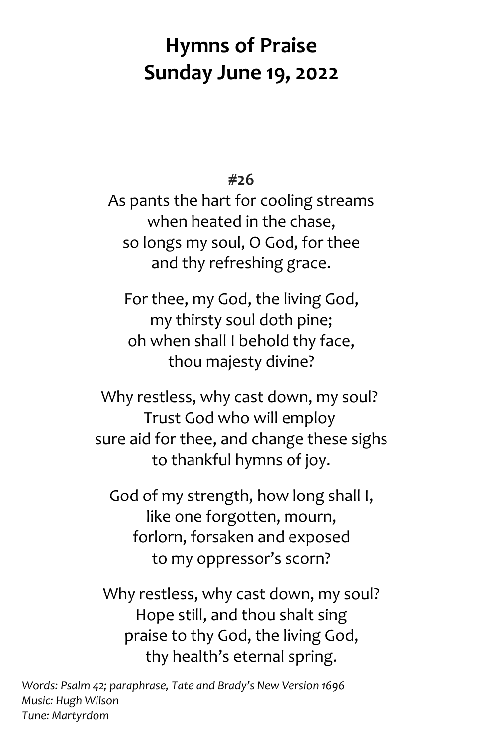# Hymns of Praise
# Sunday June 19, 2022

**#26**

As pants the hart for cooling streams
when heated in the chase,
so longs my soul, O God, for thee
and thy refreshing grace.

For thee, my God, the living God,
my thirsty soul doth pine;
oh when shall I behold thy face,
thou majesty divine?

Why restless, why cast down, my soul?
Trust God who will employ
sure aid for thee, and change these sighs
to thankful hymns of joy.

God of my strength, how long shall I,
like one forgotten, mourn,
forlorn, forsaken and exposed
to my oppressor's scorn?

Why restless, why cast down, my soul?
Hope still, and thou shalt sing
praise to thy God, the living God,
thy health's eternal spring.

*Words: Psalm 42; paraphrase, Tate and Brady's New Version 1696*
*Music: Hugh Wilson*
*Tune: Martyrdom*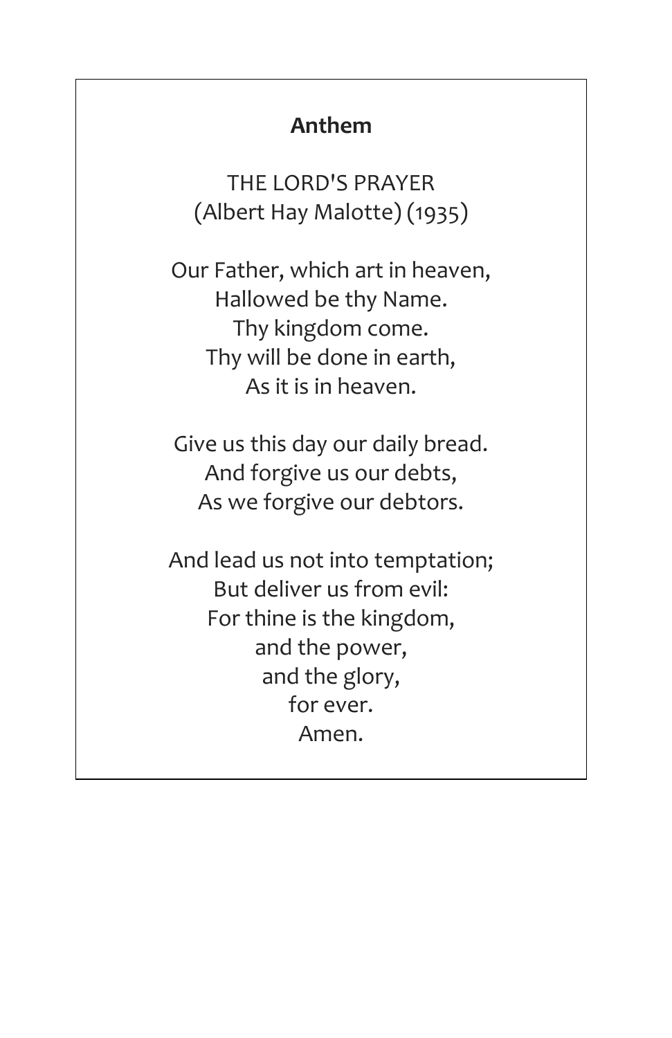**Anthem**

THE LORD'S PRAYER
(Albert Hay Malotte) (1935)

Our Father, which art in heaven,
Hallowed be thy Name.
Thy kingdom come.
Thy will be done in earth,
As it is in heaven.

Give us this day our daily bread.
And forgive us our debts,
As we forgive our debtors.

And lead us not into temptation;
But deliver us from evil:
For thine is the kingdom,
and the power,
and the glory,
for ever.
Amen.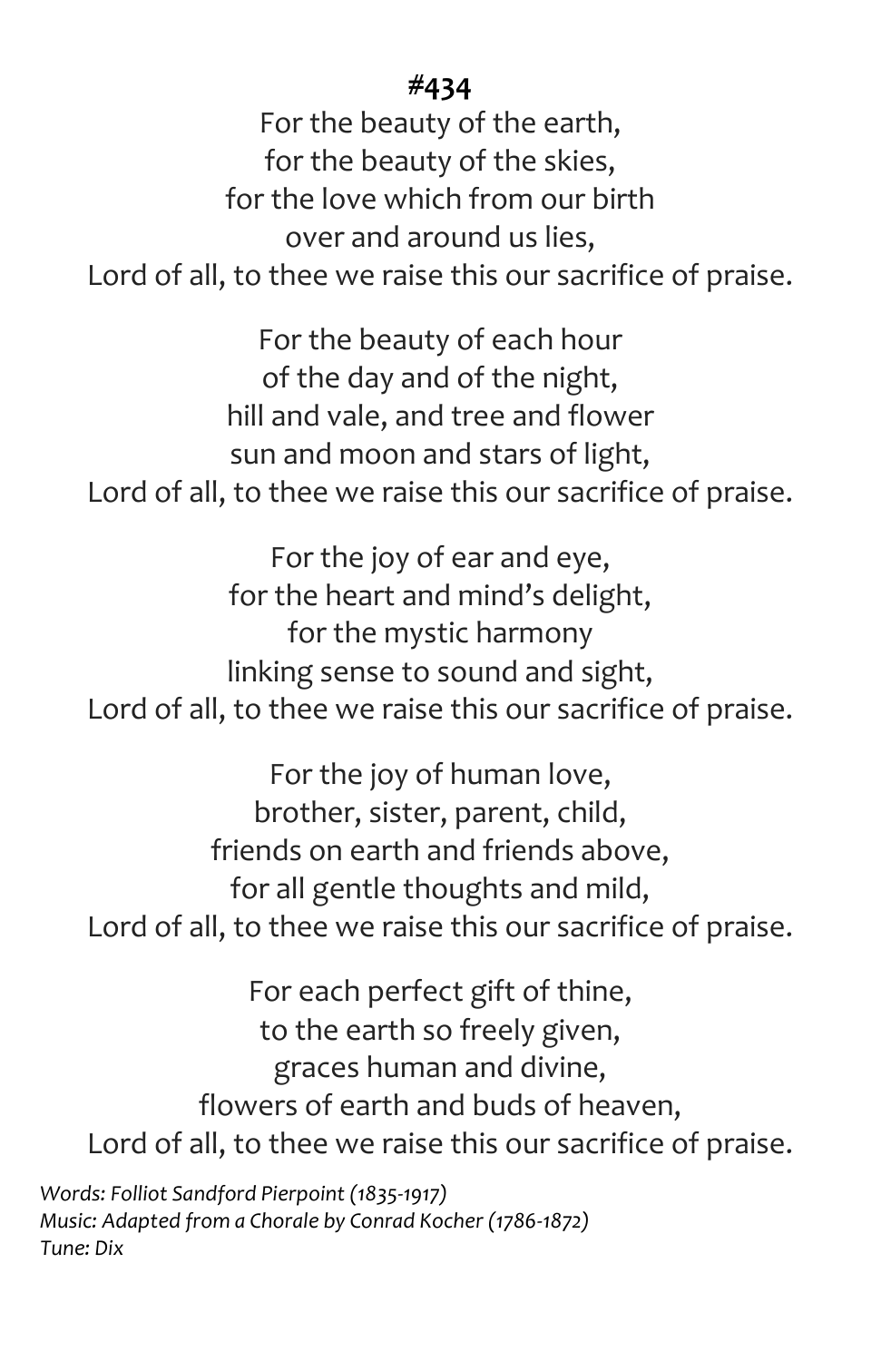**#434**

For the beauty of the earth,
for the beauty of the skies,
for the love which from our birth
over and around us lies,
Lord of all, to thee we raise this our sacrifice of praise.

For the beauty of each hour
of the day and of the night,
hill and vale, and tree and flower
sun and moon and stars of light,
Lord of all, to thee we raise this our sacrifice of praise.

For the joy of ear and eye,
for the heart and mind's delight,
for the mystic harmony
linking sense to sound and sight,
Lord of all, to thee we raise this our sacrifice of praise.

For the joy of human love,
brother, sister, parent, child,
friends on earth and friends above,
for all gentle thoughts and mild,
Lord of all, to thee we raise this our sacrifice of praise.

For each perfect gift of thine,
to the earth so freely given,
graces human and divine,
flowers of earth and buds of heaven,
Lord of all, to thee we raise this our sacrifice of praise.

*Words: Folliot Sandford Pierpoint (1835-1917)*
*Music: Adapted from a Chorale by Conrad Kocher (1786-1872)*
*Tune: Dix*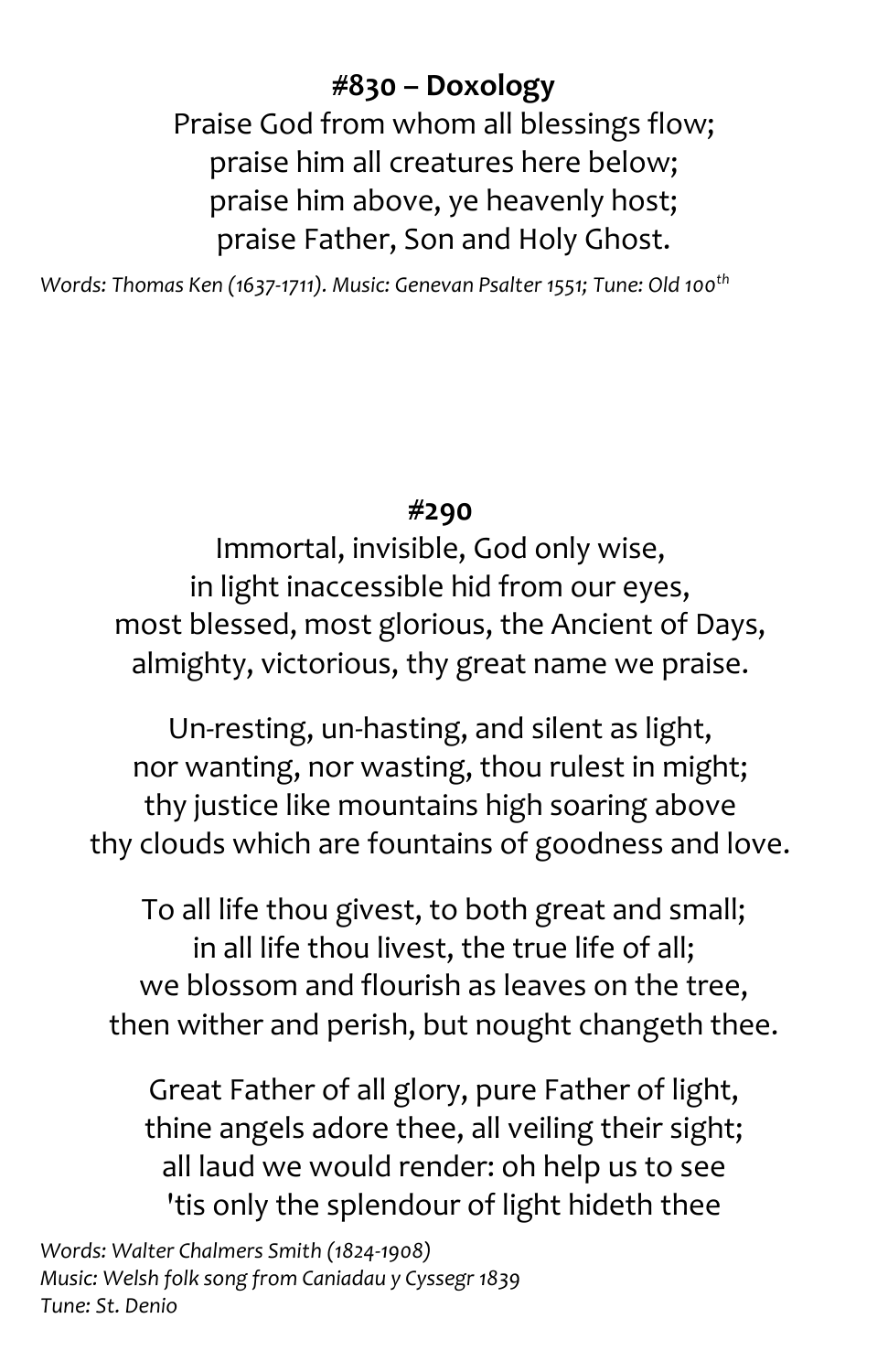**#830 – Doxology**

Praise God from whom all blessings flow;
praise him all creatures here below;
praise him above, ye heavenly host;
praise Father, Son and Holy Ghost.

*Words: Thomas Ken (1637-1711). Music: Genevan Psalter 1551; Tune: Old 100th*

**#290**

Immortal, invisible, God only wise,
in light inaccessible hid from our eyes,
most blessed, most glorious, the Ancient of Days,
almighty, victorious, thy great name we praise.

Un-resting, un-hasting, and silent as light,
nor wanting, nor wasting, thou rulest in might;
thy justice like mountains high soaring above
thy clouds which are fountains of goodness and love.

To all life thou givest, to both great and small;
in all life thou livest, the true life of all;
we blossom and flourish as leaves on the tree,
then wither and perish, but nought changeth thee.

Great Father of all glory, pure Father of light,
thine angels adore thee, all veiling their sight;
all laud we would render: oh help us to see
'tis only the splendour of light hideth thee

*Words: Walter Chalmers Smith (1824-1908)*
*Music: Welsh folk song from Caniadau y Cyssegr 1839*
*Tune: St. Denio*